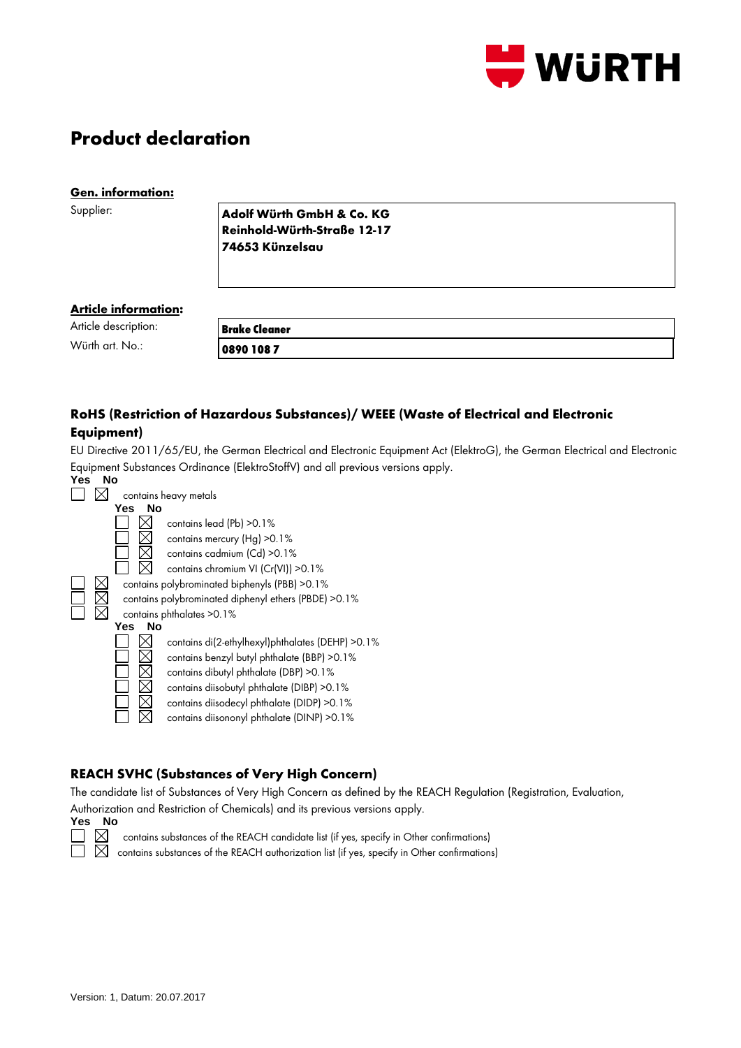# Product declaration

**Gen. information:**

| Supplier: | **Adolf Würth GmbH & Co. KG**<br>**Reinhold-Würth-Straße 12-17**<br>**74653 Künzelsau** |
|---|---|

**Article information:**

| Article description: | **Brake Cleaner** |
|---|---|
| Würth art. No.: | **0890 108 7** |

## RoHS (Restriction of Hazardous Substances)/ WEEE (Waste of Electrical and Electronic Equipment)

EU Directive 2011/65/EU, the German Electrical and Electronic Equipment Act (ElektroG), the German Electrical and Electronic Equipment Substances Ordinance (ElektroStoffV) and all previous versions apply.

| Yes | No | | | |
|---|---|---|---|---|
| ☐ | ☒ | contains heavy metals | | |
| | | Yes | No | |
| | | ☐ | ☒ | contains lead (Pb) >0.1% |
| | | ☐ | ☒ | contains mercury (Hg) >0.1% |
| | | ☐ | ☒ | contains cadmium (Cd) >0.1% |
| | | ☐ | ☒ | contains chromium VI (Cr(VI)) >0.1% |
| ☐ | ☒ | contains polybrominated biphenyls (PBB) >0.1% | | |
| ☐ | ☒ | contains polybrominated diphenyl ethers (PBDE) >0.1% | | |
| ☐ | ☒ | contains phthalates >0.1% | | |
| | | Yes | No | |
| | | ☐ | ☒ | contains di(2-ethylhexyl)phthalates (DEHP) >0.1% |
| | | ☐ | ☒ | contains benzyl butyl phthalate (BBP) >0.1% |
| | | ☐ | ☒ | contains dibutyl phthalate (DBP) >0.1% |
| | | ☐ | ☒ | contains diisobutyl phthalate (DIBP) >0.1% |
| | | ☐ | ☒ | contains diisodecyl phthalate (DIDP) >0.1% |
| | | ☐ | ☒ | contains diisononyl phthalate (DINP) >0.1% |

## REACH SVHC (Substances of Very High Concern)

The candidate list of Substances of Very High Concern as defined by the REACH Regulation (Registration, Evaluation, Authorization and Restriction of Chemicals) and its previous versions apply.

| Yes | No | |
|---|---|---|
| ☐ | ☒ | contains substances of the REACH candidate list (if yes, specify in Other confirmations) |
| ☐ | ☒ | contains substances of the REACH authorization list (if yes, specify in Other confirmations) |

Version: 1, Datum: 20.07.2017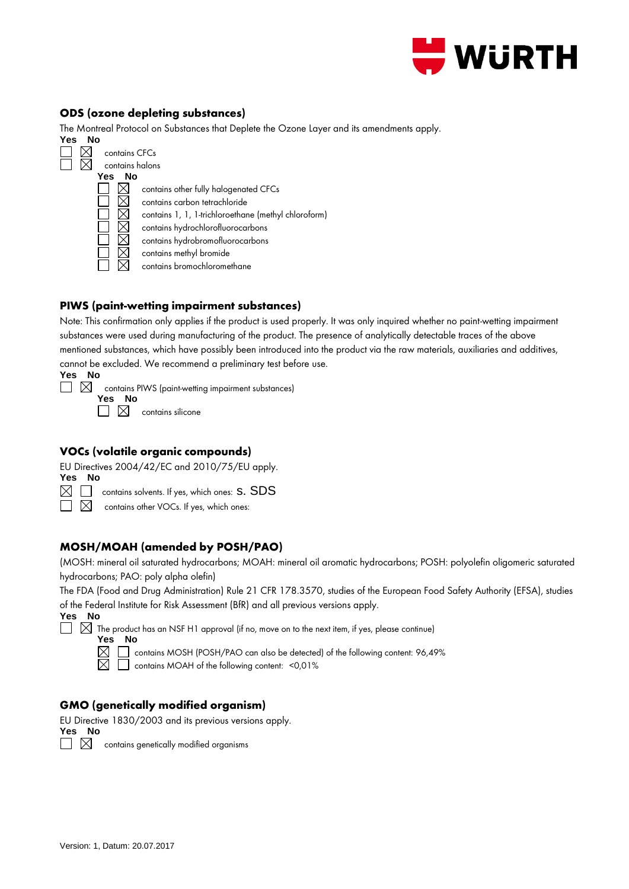## ODS (ozone depleting substances)

The Montreal Protocol on Substances that Deplete the Ozone Layer and its amendments apply.

| Yes | No | |
|---|---|---|
| ☐ | ☒ | contains CFCs |
| ☐ | ☒ | contains halons |

| Yes | No | |
|---|---|---|
| ☐ | ☒ | contains other fully halogenated CFCs |
| ☐ | ☒ | contains carbon tetrachloride |
| ☐ | ☒ | contains 1, 1, 1-trichloroethane (methyl chloroform) |
| ☐ | ☒ | contains hydrochlorofluorocarbons |
| ☐ | ☒ | contains hydrobromofluorocarbons |
| ☐ | ☒ | contains methyl bromide |
| ☐ | ☒ | contains bromochloromethane |

## PIWS (paint-wetting impairment substances)

Note: This confirmation only applies if the product is used properly. It was only inquired whether no paint-wetting impairment substances were used during manufacturing of the product. The presence of analytically detectable traces of the above mentioned substances, which have possibly been introduced into the product via the raw materials, auxiliaries and additives, cannot be excluded. We recommend a preliminary test before use.

| Yes | No | |
|---|---|---|
| ☐ | ☒ | contains PIWS (paint-wetting impairment substances) |

| Yes | No | |
|---|---|---|
| ☐ | ☒ | contains silicone |

## VOCs (volatile organic compounds)

EU Directives 2004/42/EC and 2010/75/EU apply.

| Yes | No | |
|---|---|---|
| ☒ | ☐ | contains solvents. If yes, which ones: s. SDS |
| ☐ | ☒ | contains other VOCs. If yes, which ones: |

## MOSH/MOAH (amended by POSH/PAO)

(MOSH: mineral oil saturated hydrocarbons; MOAH: mineral oil aromatic hydrocarbons; POSH: polyolefin oligomeric saturated hydrocarbons; PAO: poly alpha olefin)

The FDA (Food and Drug Administration) Rule 21 CFR 178.3570, studies of the European Food Safety Authority (EFSA), studies of the Federal Institute for Risk Assessment (BfR) and all previous versions apply.

| Yes | No | |
|---|---|---|
| ☐ | ☒ | The product has an NSF H1 approval (if no, move on to the next item, if yes, please continue) |

| Yes | No | |
|---|---|---|
| ☒ | ☐ | contains MOSH (POSH/PAO can also be detected) of the following content: 96,49% |
| ☒ | ☐ | contains MOAH of the following content: <0,01% |

## GMO (genetically modified organism)

EU Directive 1830/2003 and its previous versions apply.

| Yes | No | |
|---|---|---|
| ☐ | ☒ | contains genetically modified organisms |

Version: 1, Datum: 20.07.2017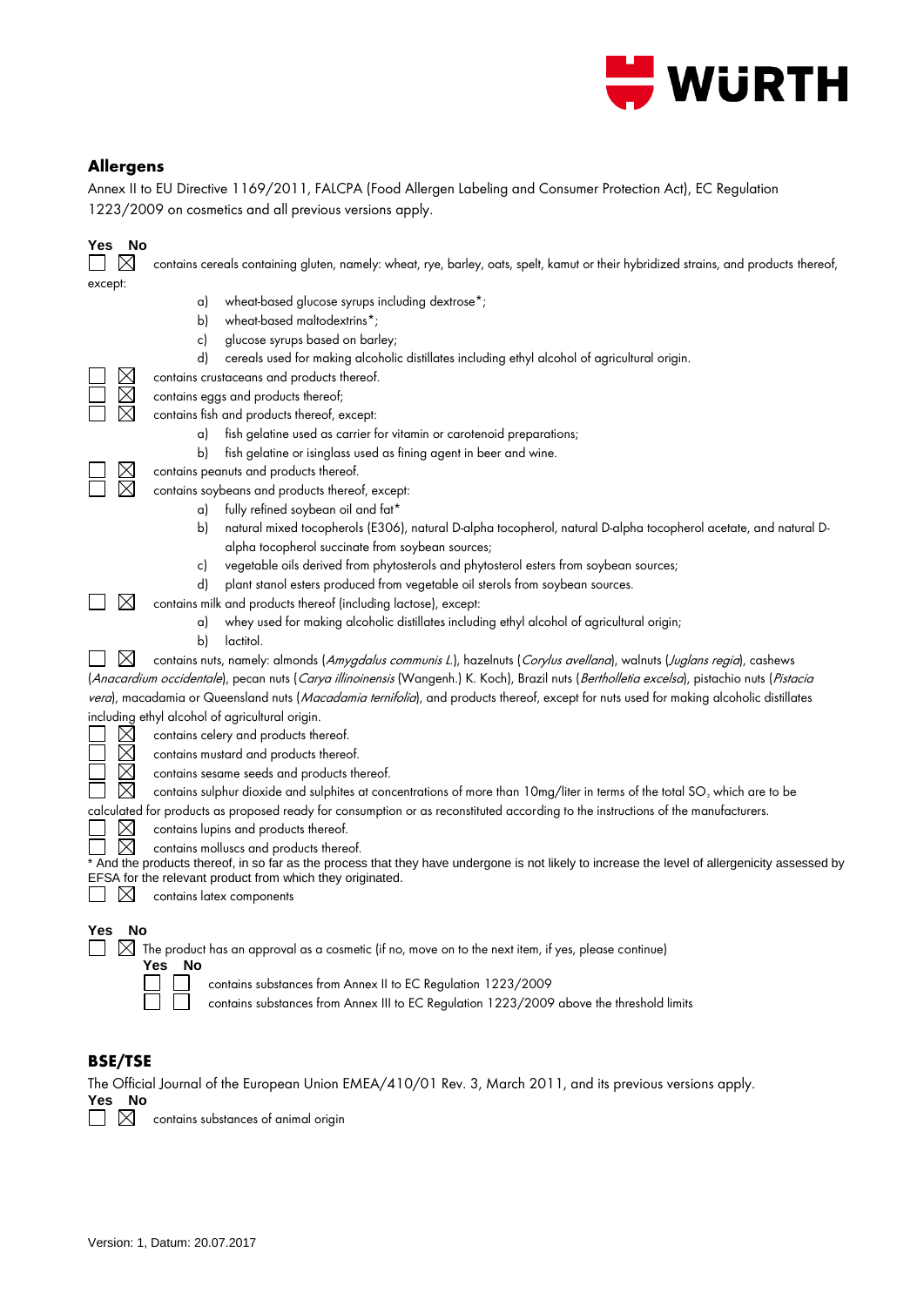## Allergens

Annex II to EU Directive 1169/2011, FALCPA (Food Allergen Labeling and Consumer Protection Act), EC Regulation 1223/2009 on cosmetics and all previous versions apply.

| Yes | No | |
|---|---|---|
| ☐ | ☒ | contains cereals containing gluten, namely: wheat, rye, barley, oats, spelt, kamut or their hybridized strains, and products thereof, except:<br>a) wheat-based glucose syrups including dextrose*;<br>b) wheat-based maltodextrins*;<br>c) glucose syrups based on barley;<br>d) cereals used for making alcoholic distillates including ethyl alcohol of agricultural origin. |
| ☐ | ☒ | contains crustaceans and products thereof. |
| ☐ | ☒ | contains eggs and products thereof; |
| ☐ | ☒ | contains fish and products thereof, except:<br>a) fish gelatine used as carrier for vitamin or carotenoid preparations;<br>b) fish gelatine or isinglass used as fining agent in beer and wine. |
| ☐ | ☒ | contains peanuts and products thereof. |
| ☐ | ☒ | contains soybeans and products thereof, except:<br>a) fully refined soybean oil and fat*<br>b) natural mixed tocopherols (E306), natural D-alpha tocopherol, natural D-alpha tocopherol acetate, and natural D-alpha tocopherol succinate from soybean sources;<br>c) vegetable oils derived from phytosterols and phytosterol esters from soybean sources;<br>d) plant stanol esters produced from vegetable oil sterols from soybean sources. |
| ☐ | ☒ | contains milk and products thereof (including lactose), except:<br>a) whey used for making alcoholic distillates including ethyl alcohol of agricultural origin;<br>b) lactitol. |
| ☐ | ☒ | contains nuts, namely: almonds (*Amygdalus communis L.*), hazelnuts (*Corylus avellana*), walnuts (*Juglans regia*), cashews (*Anacardium occidentale*), pecan nuts (*Carya illinoinensis* (Wangenh.) K. Koch), Brazil nuts (*Bertholletia excelsa*), pistachio nuts (*Pistacia vera*), macadamia or Queensland nuts (*Macadamia ternifolia*), and products thereof, except for nuts used for making alcoholic distillates including ethyl alcohol of agricultural origin. |
| ☐ | ☒ | contains celery and products thereof. |
| ☐ | ☒ | contains mustard and products thereof. |
| ☐ | ☒ | contains sesame seeds and products thereof. |
| ☐ | ☒ | contains sulphur dioxide and sulphites at concentrations of more than 10mg/liter in terms of the total $SO_2$ which are to be calculated for products as proposed ready for consumption or as reconstituted according to the instructions of the manufacturers. |
| ☐ | ☒ | contains lupins and products thereof. |
| ☐ | ☒ | contains molluscs and products thereof. |

* And the products thereof, in so far as the process that they have undergone is not likely to increase the level of allergenicity assessed by EFSA for the relevant product from which they originated.

| Yes | No | |
|---|---|---|
| ☐ | ☒ | contains latex components |

| Yes | No | |
|---|---|---|
| ☐ | ☒ | The product has an approval as a cosmetic (if no, move on to the next item, if yes, please continue) |

| Yes | No | |
|---|---|---|
| ☐ | ☐ | contains substances from Annex II to EC Regulation 1223/2009 |
| ☐ | ☐ | contains substances from Annex III to EC Regulation 1223/2009 above the threshold limits |

## BSE/TSE

The Official Journal of the European Union EMEA/410/01 Rev. 3, March 2011, and its previous versions apply.

| Yes | No | |
|---|---|---|
| ☐ | ☒ | contains substances of animal origin |

Version: 1, Datum: 20.07.2017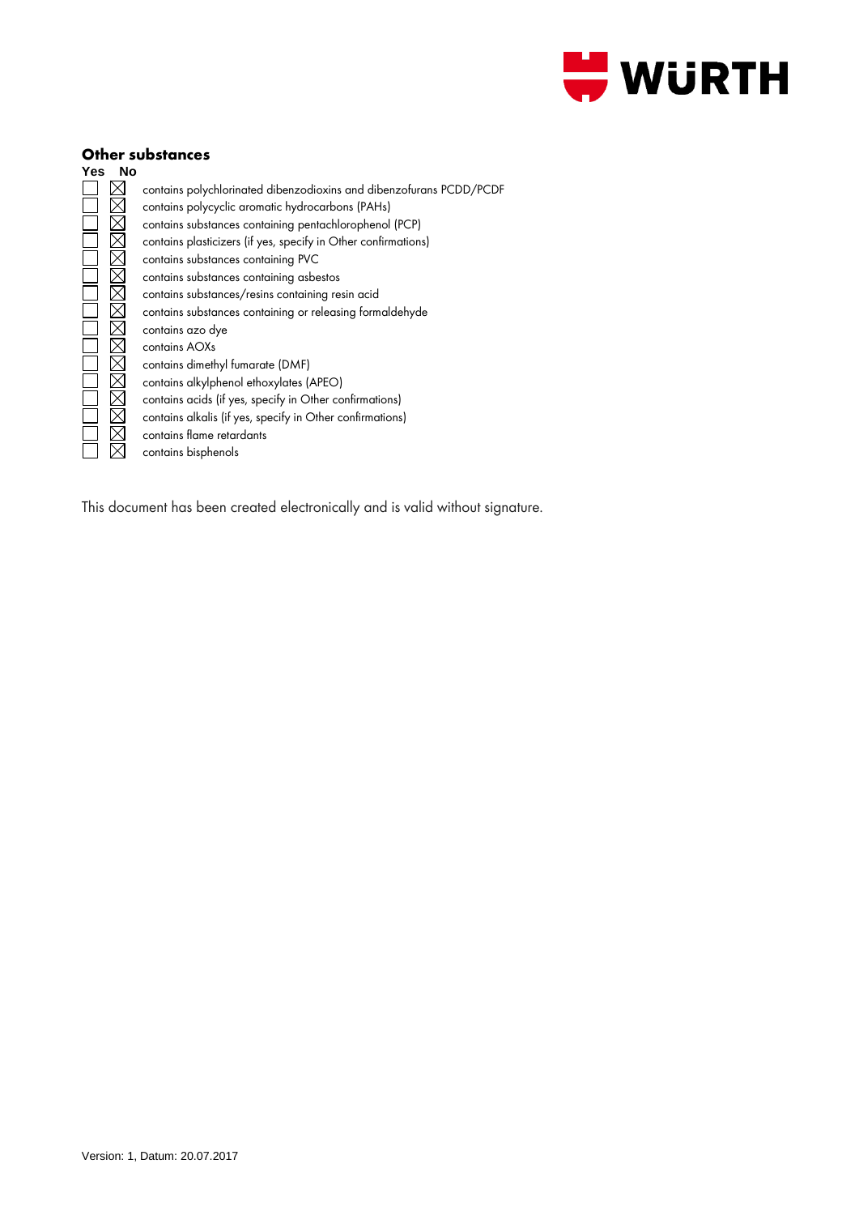### Other substances

| Yes | No | |
|---|---|---|
| ☐ | ☒ | contains polychlorinated dibenzodioxins and dibenzofurans PCDD/PCDF |
| ☐ | ☒ | contains polycyclic aromatic hydrocarbons (PAHs) |
| ☐ | ☒ | contains substances containing pentachlorophenol (PCP) |
| ☐ | ☒ | contains plasticizers (if yes, specify in Other confirmations) |
| ☐ | ☒ | contains substances containing PVC |
| ☐ | ☒ | contains substances containing asbestos |
| ☐ | ☒ | contains substances/resins containing resin acid |
| ☐ | ☒ | contains substances containing or releasing formaldehyde |
| ☐ | ☒ | contains azo dye |
| ☐ | ☒ | contains AOXs |
| ☐ | ☒ | contains dimethyl fumarate (DMF) |
| ☐ | ☒ | contains alkylphenol ethoxylates (APEO) |
| ☐ | ☒ | contains acids (if yes, specify in Other confirmations) |
| ☐ | ☒ | contains alkalis (if yes, specify in Other confirmations) |
| ☐ | ☒ | contains flame retardants |
| ☐ | ☒ | contains bisphenols |

This document has been created electronically and is valid without signature.

Version: 1, Datum: 20.07.2017